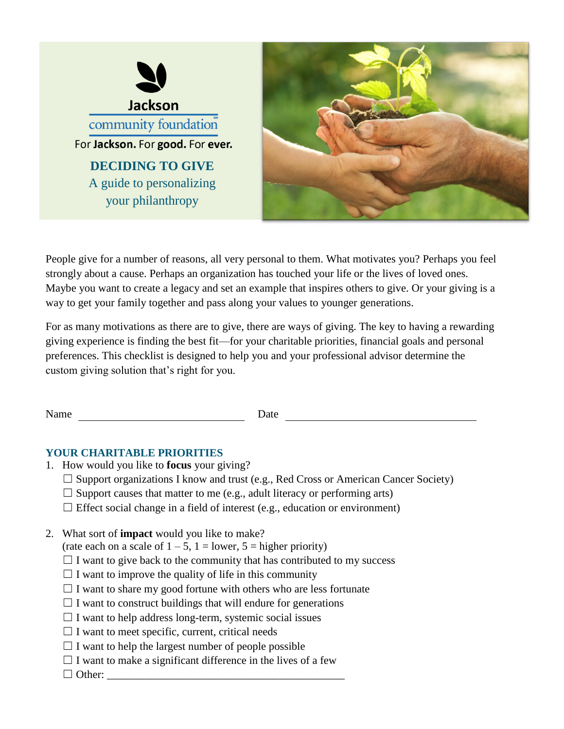Jackson
community foundation℠
For **Jackson.** For **good.** For **ever.**

# DECIDING TO GIVE

## A guide to personalizing your philanthropy

People give for a number of reasons, all very personal to them. What motivates you? Perhaps you feel strongly about a cause. Perhaps an organization has touched your life or the lives of loved ones. Maybe you want to create a legacy and set an example that inspires others to give. Or your giving is a way to get your family together and pass along your values to younger generations.

For as many motivations as there are to give, there are ways of giving. The key to having a rewarding giving experience is finding the best fit—for your charitable priorities, financial goals and personal preferences. This checklist is designed to help you and your professional advisor determine the custom giving solution that's right for you.

Name ______________________________ Date __________________________________

## YOUR CHARITABLE PRIORITIES

1. How would you like to **focus** your giving?
   - ☐ Support organizations I know and trust (e.g., Red Cross or American Cancer Society)
   - ☐ Support causes that matter to me (e.g., adult literacy or performing arts)
   - ☐ Effect social change in a field of interest (e.g., education or environment)

2. What sort of **impact** would you like to make?
   (rate each on a scale of 1 – 5, 1 = lower, 5 = higher priority)
   - ☐ I want to give back to the community that has contributed to my success
   - ☐ I want to improve the quality of life in this community
   - ☐ I want to share my good fortune with others who are less fortunate
   - ☐ I want to construct buildings that will endure for generations
   - ☐ I want to help address long-term, systemic social issues
   - ☐ I want to meet specific, current, critical needs
   - ☐ I want to help the largest number of people possible
   - ☐ I want to make a significant difference in the lives of a few
   - ☐ Other: ____________________________________________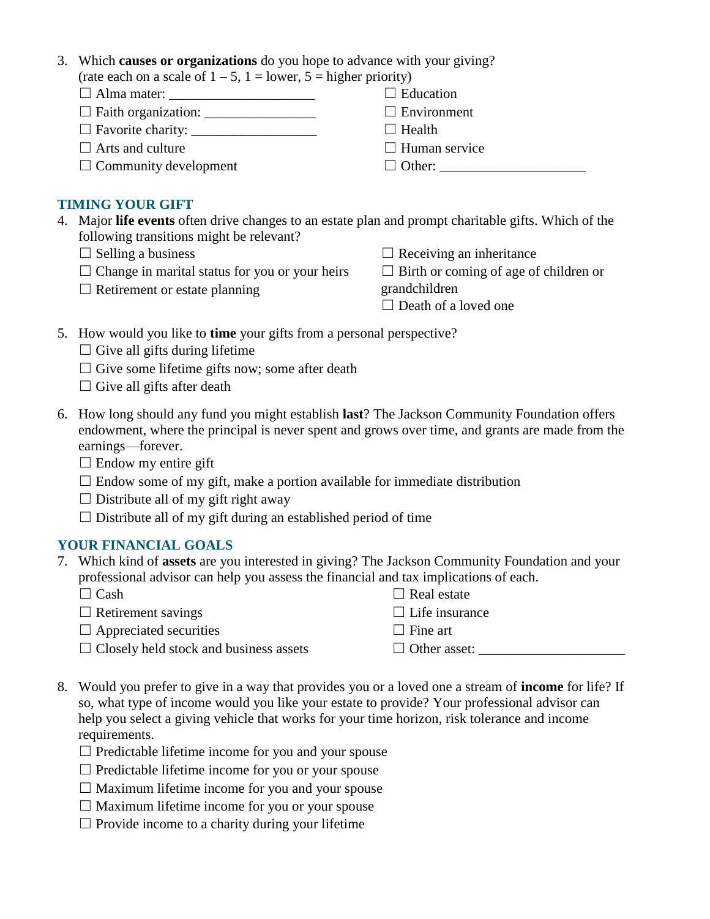3. Which **causes or organizations** do you hope to advance with your giving? (rate each on a scale of 1 – 5, 1 = lower, 5 = higher priority)
   - ☐ Alma mater: ____________________
   - ☐ Faith organization: ________________
   - ☐ Favorite charity: __________________
   - ☐ Arts and culture
   - ☐ Community development
   - ☐ Education
   - ☐ Environment
   - ☐ Health
   - ☐ Human service
   - ☐ Other: ____________________

## TIMING YOUR GIFT

4. Major **life events** often drive changes to an estate plan and prompt charitable gifts. Which of the following transitions might be relevant?
   - ☐ Selling a business
   - ☐ Change in marital status for you or your heirs
   - ☐ Retirement or estate planning
   - ☐ Receiving an inheritance
   - ☐ Birth or coming of age of children or grandchildren
   - ☐ Death of a loved one

5. How would you like to **time** your gifts from a personal perspective?
   - ☐ Give all gifts during lifetime
   - ☐ Give some lifetime gifts now; some after death
   - ☐ Give all gifts after death

6. How long should any fund you might establish **last**? The Jackson Community Foundation offers endowment, where the principal is never spent and grows over time, and grants are made from the earnings—forever.
   - ☐ Endow my entire gift
   - ☐ Endow some of my gift, make a portion available for immediate distribution
   - ☐ Distribute all of my gift right away
   - ☐ Distribute all of my gift during an established period of time

## YOUR FINANCIAL GOALS

7. Which kind of **assets** are you interested in giving? The Jackson Community Foundation and your professional advisor can help you assess the financial and tax implications of each.
   - ☐ Cash
   - ☐ Retirement savings
   - ☐ Appreciated securities
   - ☐ Closely held stock and business assets
   - ☐ Real estate
   - ☐ Life insurance
   - ☐ Fine art
   - ☐ Other asset: ____________________

8. Would you prefer to give in a way that provides you or a loved one a stream of **income** for life? If so, what type of income would you like your estate to provide? Your professional advisor can help you select a giving vehicle that works for your time horizon, risk tolerance and income requirements.
   - ☐ Predictable lifetime income for you and your spouse
   - ☐ Predictable lifetime income for you or your spouse
   - ☐ Maximum lifetime income for you and your spouse
   - ☐ Maximum lifetime income for you or your spouse
   - ☐ Provide income to a charity during your lifetime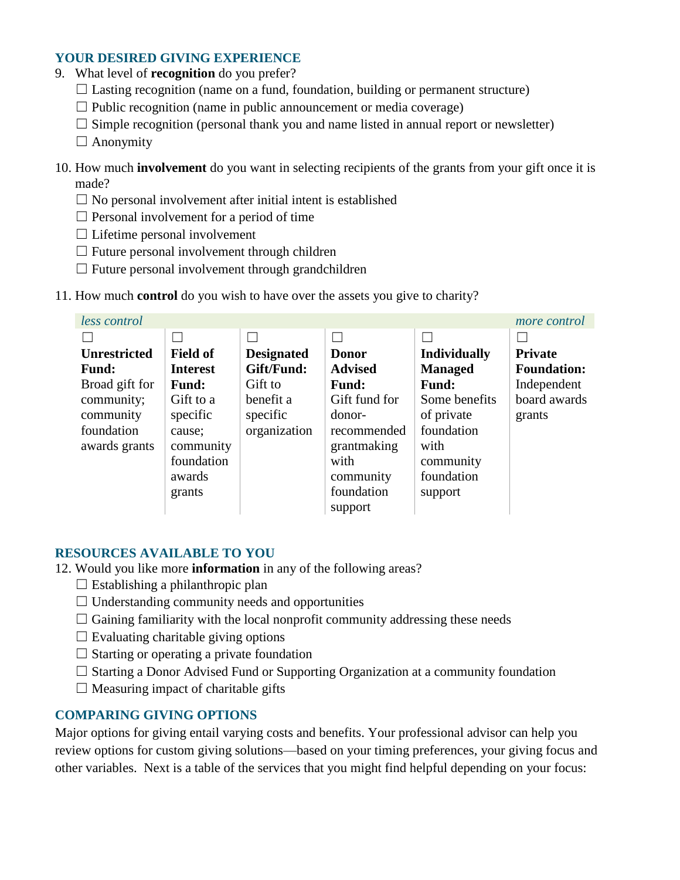## YOUR DESIRED GIVING EXPERIENCE

9. What level of **recognition** do you prefer?
   - ☐ Lasting recognition (name on a fund, foundation, building or permanent structure)
   - ☐ Public recognition (name in public announcement or media coverage)
   - ☐ Simple recognition (personal thank you and name listed in annual report or newsletter)
   - ☐ Anonymity

10. How much **involvement** do you want in selecting recipients of the grants from your gift once it is made?
    - ☐ No personal involvement after initial intent is established
    - ☐ Personal involvement for a period of time
    - ☐ Lifetime personal involvement
    - ☐ Future personal involvement through children
    - ☐ Future personal involvement through grandchildren

11. How much **control** do you wish to have over the assets you give to charity?

| *less control* | | | | | *more control* |
|---|---|---|---|---|---|
| ☐ **Unrestricted Fund:** Broad gift for community; community foundation awards grants | ☐ **Field of Interest Fund:** Gift to a specific cause; community foundation awards grants | ☐ **Designated Gift/Fund:** Gift to benefit a specific organization | ☐ **Donor Advised Fund:** Gift fund for donor-recommended grantmaking with community foundation support | ☐ **Individually Managed Fund:** Some benefits of private foundation with community foundation support | ☐ **Private Foundation:** Independent board awards grants |

## RESOURCES AVAILABLE TO YOU

12. Would you like more **information** in any of the following areas?
    - ☐ Establishing a philanthropic plan
    - ☐ Understanding community needs and opportunities
    - ☐ Gaining familiarity with the local nonprofit community addressing these needs
    - ☐ Evaluating charitable giving options
    - ☐ Starting or operating a private foundation
    - ☐ Starting a Donor Advised Fund or Supporting Organization at a community foundation
    - ☐ Measuring impact of charitable gifts

## COMPARING GIVING OPTIONS

Major options for giving entail varying costs and benefits. Your professional advisor can help you review options for custom giving solutions—based on your timing preferences, your giving focus and other variables. Next is a table of the services that you might find helpful depending on your focus: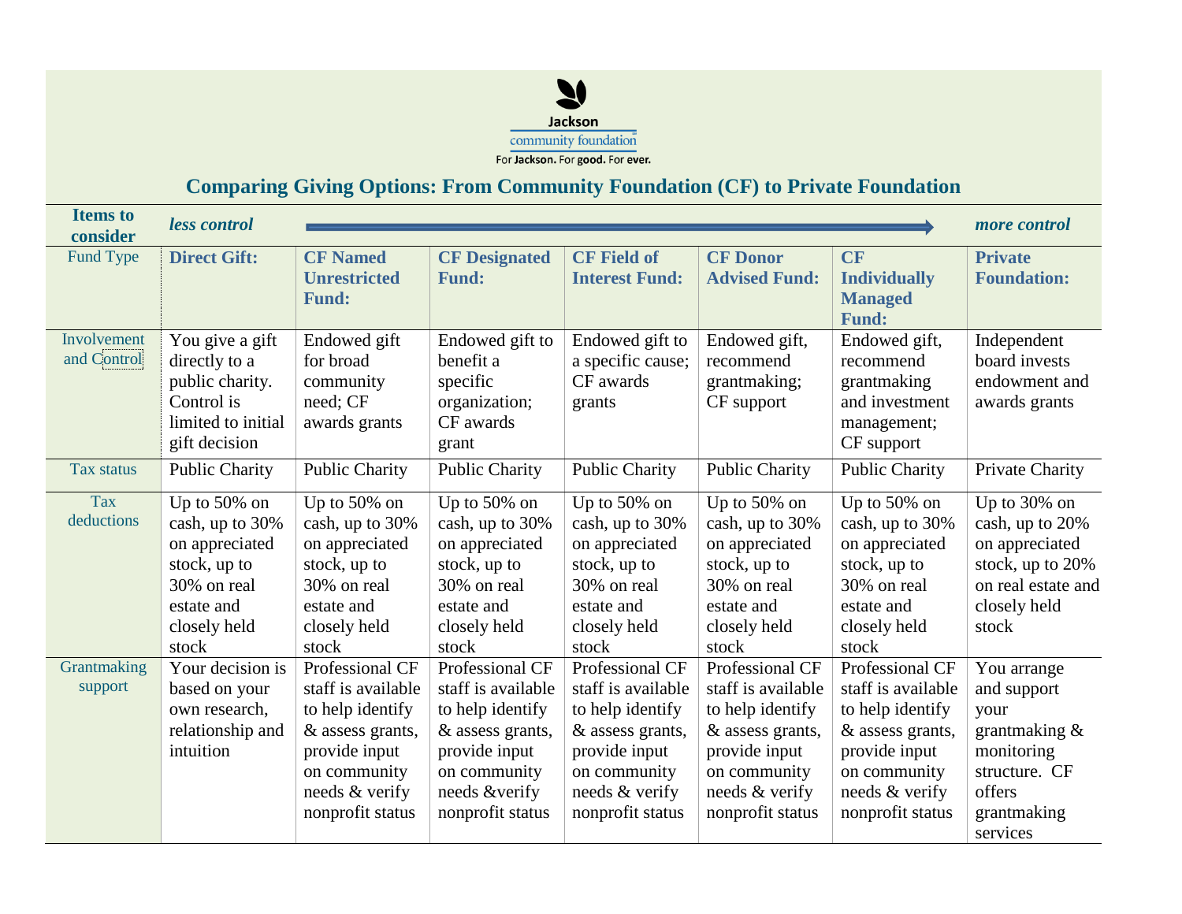Jackson
community foundation
For Jackson. For good. For ever.

## Comparing Giving Options: From Community Foundation (CF) to Private Foundation

| **Items to consider** | ***less control*** | → | | | | | ***more control*** |
|---|---|---|---|---|---|---|---|
| Fund Type | **Direct Gift:** | **CF Named Unrestricted Fund:** | **CF Designated Fund:** | **CF Field of Interest Fund:** | **CF Donor Advised Fund:** | **CF Individually Managed Fund:** | **Private Foundation:** |
| Involvement and Control | You give a gift directly to a public charity. Control is limited to initial gift decision | Endowed gift for broad community need; CF awards grants | Endowed gift to benefit a specific organization; CF awards grant | Endowed gift to a specific cause; CF awards grants | Endowed gift, recommend grantmaking; CF support | Endowed gift, recommend grantmaking and investment management; CF support | Independent board invests endowment and awards grants |
| Tax status | Public Charity | Public Charity | Public Charity | Public Charity | Public Charity | Public Charity | Private Charity |
| Tax deductions | Up to 50% on cash, up to 30% on appreciated stock, up to 30% on real estate and closely held stock | Up to 50% on cash, up to 30% on appreciated stock, up to 30% on real estate and closely held stock | Up to 50% on cash, up to 30% on appreciated stock, up to 30% on real estate and closely held stock | Up to 50% on cash, up to 30% on appreciated stock, up to 30% on real estate and closely held stock | Up to 50% on cash, up to 30% on appreciated stock, up to 30% on real estate and closely held stock | Up to 50% on cash, up to 30% on appreciated stock, up to 30% on real estate and closely held stock | Up to 30% on cash, up to 20% on appreciated stock, up to 20% on real estate and closely held stock |
| Grantmaking support | Your decision is based on your own research, relationship and intuition | Professional CF staff is available to help identify & assess grants, provide input on community needs & verify nonprofit status | Professional CF staff is available to help identify & assess grants, provide input on community needs &verify nonprofit status | Professional CF staff is available to help identify & assess grants, provide input on community needs & verify nonprofit status | Professional CF staff is available to help identify & assess grants, provide input on community needs & verify nonprofit status | Professional CF staff is available to help identify & assess grants, provide input on community needs & verify nonprofit status | You arrange and support your grantmaking & monitoring structure. CF offers grantmaking services |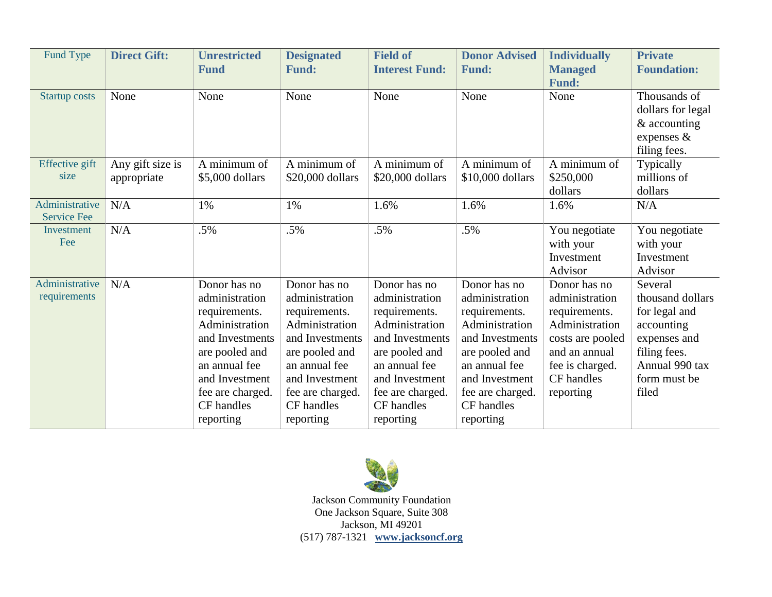| Fund Type | **Direct Gift:** | **Unrestricted Fund** | **Designated Fund:** | **Field of Interest Fund:** | **Donor Advised Fund:** | **Individually Managed Fund:** | **Private Foundation:** |
|---|---|---|---|---|---|---|---|
| Startup costs | None | None | None | None | None | None | Thousands of dollars for legal & accounting expenses & filing fees. |
| Effective gift size | Any gift size is appropriate | A minimum of $5,000 dollars | A minimum of $20,000 dollars | A minimum of $20,000 dollars | A minimum of $10,000 dollars | A minimum of $250,000 dollars | Typically millions of dollars |
| Administrative Service Fee | N/A | 1% | 1% | 1.6% | 1.6% | 1.6% | N/A |
| Investment Fee | N/A | .5% | .5% | .5% | .5% | You negotiate with your Investment Advisor | You negotiate with your Investment Advisor |
| Administrative requirements | N/A | Donor has no administration requirements. Administration and Investments are pooled and an annual fee and Investment fee are charged. CF handles reporting | Donor has no administration requirements. Administration and Investments are pooled and an annual fee and Investment fee are charged. CF handles reporting | Donor has no administration requirements. Administration and Investments are pooled and an annual fee and Investment fee are charged. CF handles reporting | Donor has no administration requirements. Administration and Investments are pooled and an annual fee and Investment fee are charged. CF handles reporting | Donor has no administration requirements. Administration costs are pooled and an annual fee is charged. CF handles reporting | Several thousand dollars for legal and accounting expenses and filing fees. Annual 990 tax form must be filed |

Jackson Community Foundation
One Jackson Square, Suite 308
Jackson, MI 49201
(517) 787-1321 **www.jacksoncf.org**